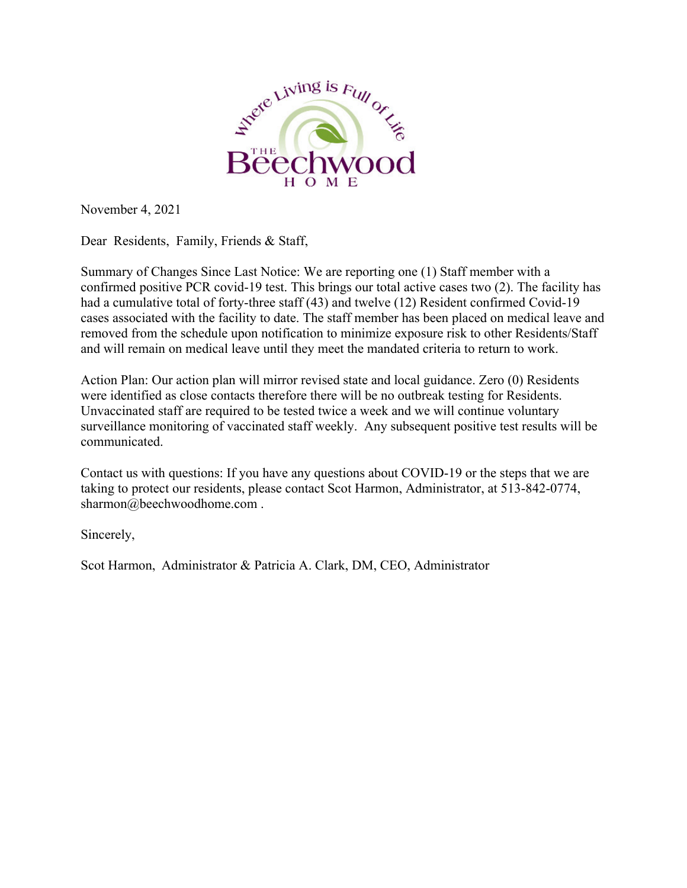Where Living is Full of Life

THE Beechwood HOME

November 4, 2021

Dear Residents, Family, Friends & Staff,

Summary of Changes Since Last Notice: We are reporting one (1) Staff member with a confirmed positive PCR covid-19 test. This brings our total active cases two (2). The facility has had a cumulative total of forty-three staff (43) and twelve (12) Resident confirmed Covid-19 cases associated with the facility to date. The staff member has been placed on medical leave and removed from the schedule upon notification to minimize exposure risk to other Residents/Staff and will remain on medical leave until they meet the mandated criteria to return to work.

Action Plan: Our action plan will mirror revised state and local guidance. Zero (0) Residents were identified as close contacts therefore there will be no outbreak testing for Residents. Unvaccinated staff are required to be tested twice a week and we will continue voluntary surveillance monitoring of vaccinated staff weekly. Any subsequent positive test results will be communicated.

Contact us with questions: If you have any questions about COVID-19 or the steps that we are taking to protect our residents, please contact Scot Harmon, Administrator, at 513-842-0774, sharmon@beechwoodhome.com .

Sincerely,

Scot Harmon, Administrator & Patricia A. Clark, DM, CEO, Administrator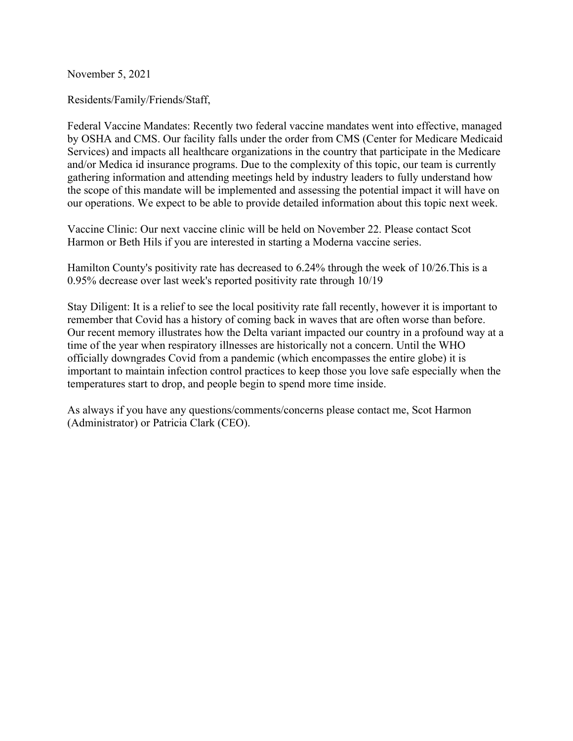November 5, 2021

Residents/Family/Friends/Staff,

Federal Vaccine Mandates: Recently two federal vaccine mandates went into effective, managed by OSHA and CMS. Our facility falls under the order from CMS (Center for Medicare Medicaid Services) and impacts all healthcare organizations in the country that participate in the Medicare and/or Medica id insurance programs. Due to the complexity of this topic, our team is currently gathering information and attending meetings held by industry leaders to fully understand how the scope of this mandate will be implemented and assessing the potential impact it will have on our operations. We expect to be able to provide detailed information about this topic next week.

Vaccine Clinic: Our next vaccine clinic will be held on November 22. Please contact Scot Harmon or Beth Hils if you are interested in starting a Moderna vaccine series.

Hamilton County's positivity rate has decreased to 6.24% through the week of 10/26.This is a 0.95% decrease over last week's reported positivity rate through 10/19

Stay Diligent: It is a relief to see the local positivity rate fall recently, however it is important to remember that Covid has a history of coming back in waves that are often worse than before. Our recent memory illustrates how the Delta variant impacted our country in a profound way at a time of the year when respiratory illnesses are historically not a concern. Until the WHO officially downgrades Covid from a pandemic (which encompasses the entire globe) it is important to maintain infection control practices to keep those you love safe especially when the temperatures start to drop, and people begin to spend more time inside.

As always if you have any questions/comments/concerns please contact me, Scot Harmon (Administrator) or Patricia Clark (CEO).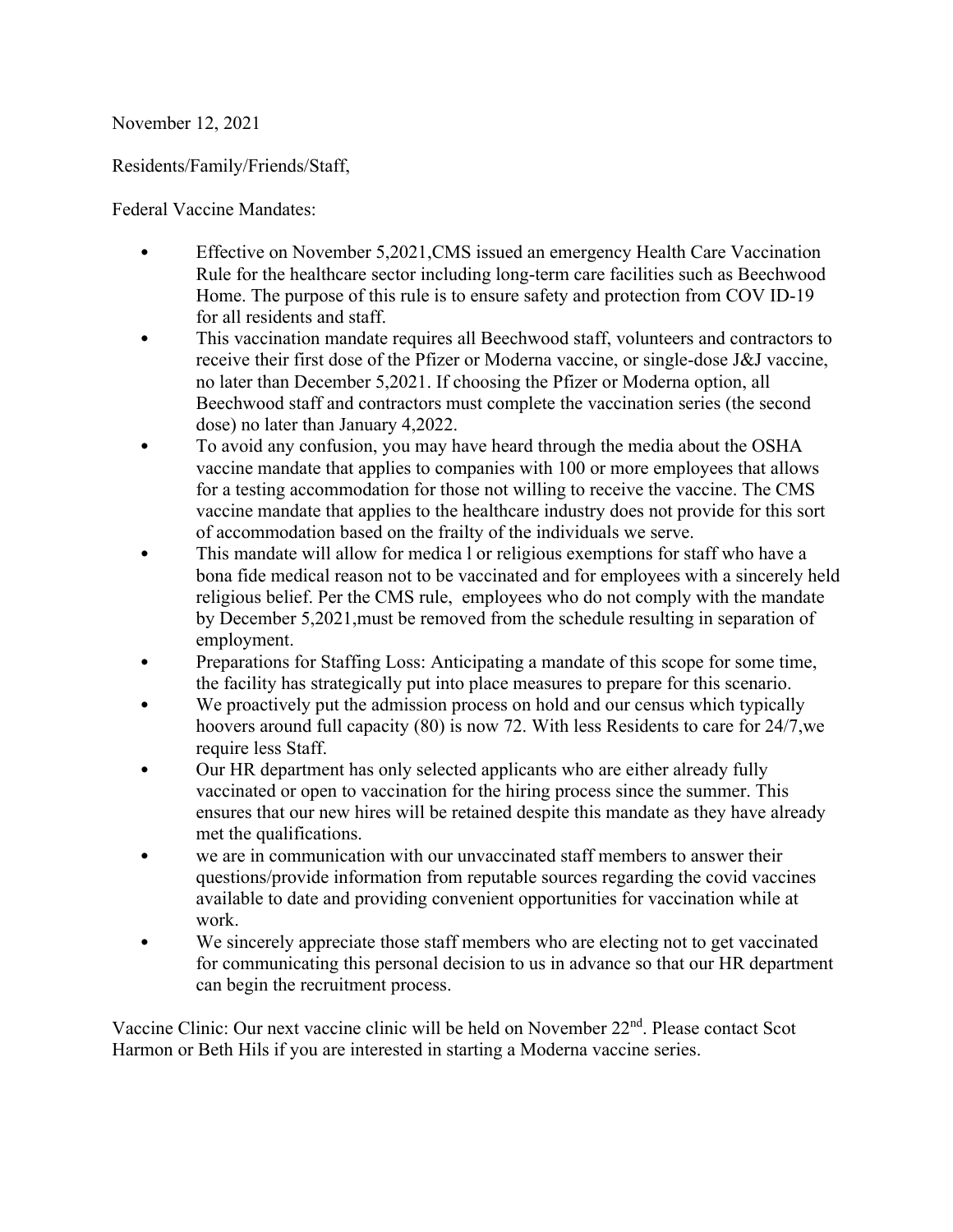November 12, 2021

Residents/Family/Friends/Staff,

Federal Vaccine Mandates:

- Effective on November 5,2021,CMS issued an emergency Health Care Vaccination Rule for the healthcare sector including long-term care facilities such as Beechwood Home. The purpose of this rule is to ensure safety and protection from COV ID-19 for all residents and staff.
- This vaccination mandate requires all Beechwood staff, volunteers and contractors to receive their first dose of the Pfizer or Moderna vaccine, or single-dose J&J vaccine, no later than December 5,2021. If choosing the Pfizer or Moderna option, all Beechwood staff and contractors must complete the vaccination series (the second dose) no later than January 4,2022.
- To avoid any confusion, you may have heard through the media about the OSHA vaccine mandate that applies to companies with 100 or more employees that allows for a testing accommodation for those not willing to receive the vaccine. The CMS vaccine mandate that applies to the healthcare industry does not provide for this sort of accommodation based on the frailty of the individuals we serve.
- This mandate will allow for medica l or religious exemptions for staff who have a bona fide medical reason not to be vaccinated and for employees with a sincerely held religious belief. Per the CMS rule, employees who do not comply with the mandate by December 5,2021,must be removed from the schedule resulting in separation of employment.
- Preparations for Staffing Loss: Anticipating a mandate of this scope for some time, the facility has strategically put into place measures to prepare for this scenario.
- We proactively put the admission process on hold and our census which typically hoovers around full capacity (80) is now 72. With less Residents to care for 24/7,we require less Staff.
- Our HR department has only selected applicants who are either already fully vaccinated or open to vaccination for the hiring process since the summer. This ensures that our new hires will be retained despite this mandate as they have already met the qualifications.
- we are in communication with our unvaccinated staff members to answer their questions/provide information from reputable sources regarding the covid vaccines available to date and providing convenient opportunities for vaccination while at work.
- We sincerely appreciate those staff members who are electing not to get vaccinated for communicating this personal decision to us in advance so that our HR department can begin the recruitment process.

Vaccine Clinic: Our next vaccine clinic will be held on November 22nd. Please contact Scot Harmon or Beth Hils if you are interested in starting a Moderna vaccine series.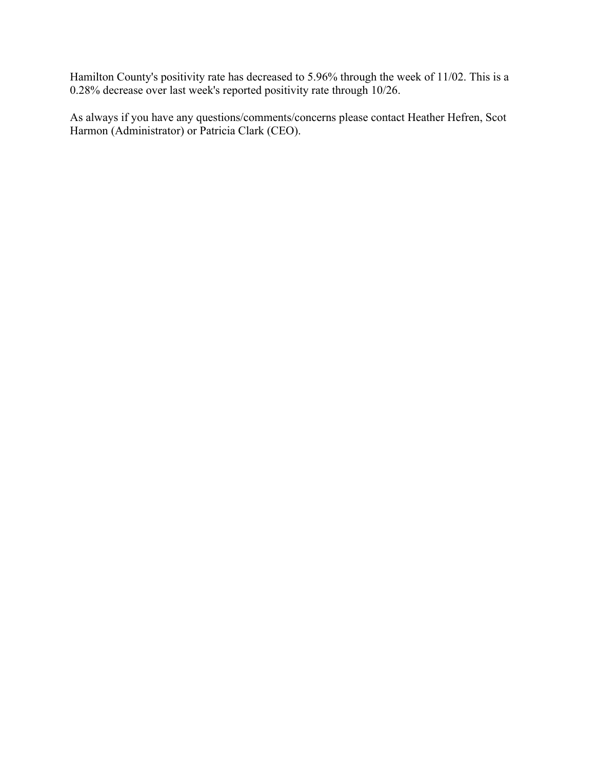Hamilton County's positivity rate has decreased to 5.96% through the week of 11/02. This is a 0.28% decrease over last week's reported positivity rate through 10/26.

As always if you have any questions/comments/concerns please contact Heather Hefren, Scot Harmon (Administrator) or Patricia Clark (CEO).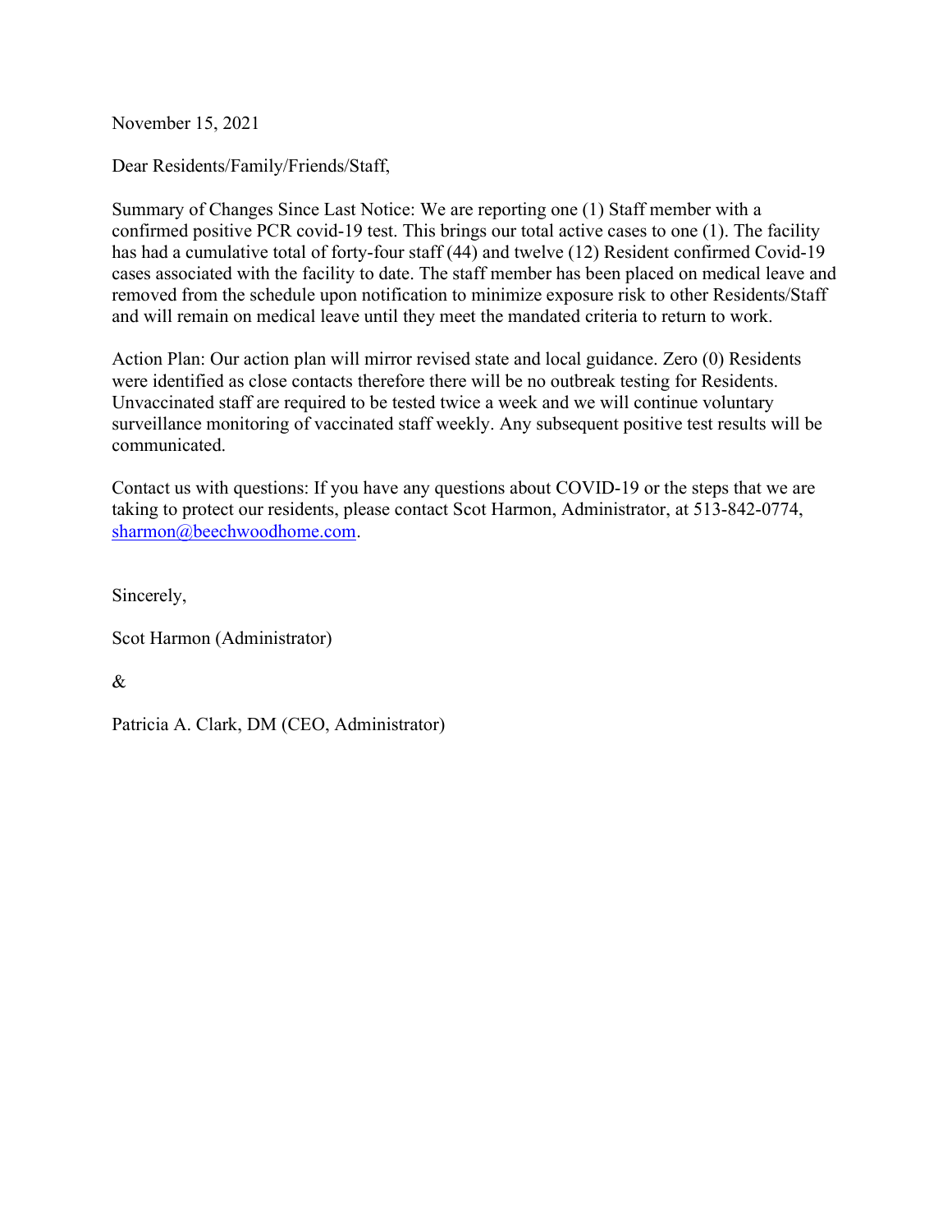November 15, 2021

Dear Residents/Family/Friends/Staff,

Summary of Changes Since Last Notice: We are reporting one (1) Staff member with a confirmed positive PCR covid-19 test. This brings our total active cases to one (1). The facility has had a cumulative total of forty-four staff (44) and twelve (12) Resident confirmed Covid-19 cases associated with the facility to date. The staff member has been placed on medical leave and removed from the schedule upon notification to minimize exposure risk to other Residents/Staff and will remain on medical leave until they meet the mandated criteria to return to work.

Action Plan: Our action plan will mirror revised state and local guidance. Zero (0) Residents were identified as close contacts therefore there will be no outbreak testing for Residents. Unvaccinated staff are required to be tested twice a week and we will continue voluntary surveillance monitoring of vaccinated staff weekly. Any subsequent positive test results will be communicated.

Contact us with questions: If you have any questions about COVID-19 or the steps that we are taking to protect our residents, please contact Scot Harmon, Administrator, at 513-842-0774, [sharmon@beechwoodhome.com](mailto:sharmon@beechwoodhome.com).

Sincerely,

Scot Harmon (Administrator)

&

Patricia A. Clark, DM (CEO, Administrator)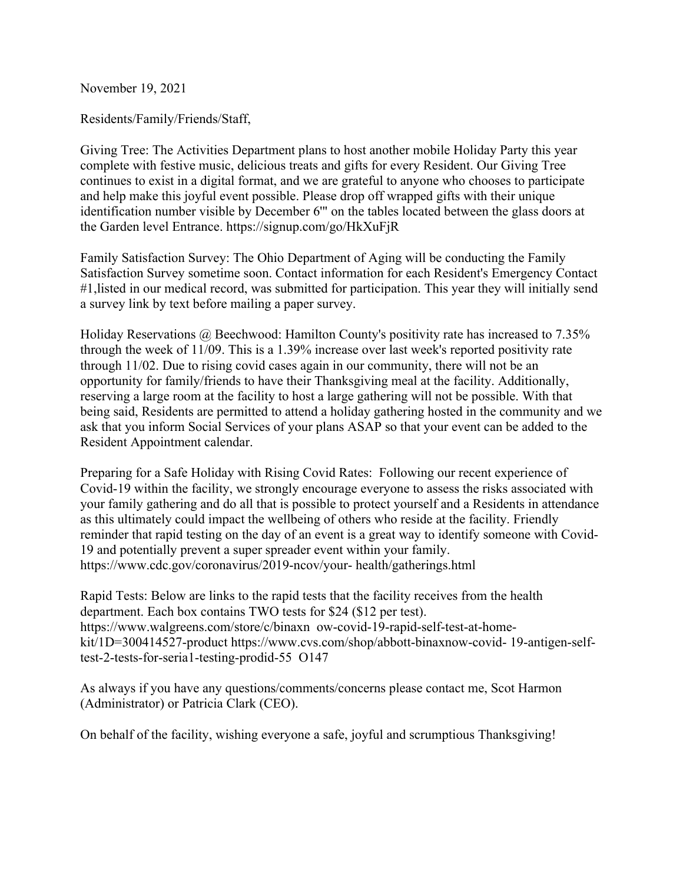November 19, 2021

Residents/Family/Friends/Staff,

Giving Tree: The Activities Department plans to host another mobile Holiday Party this year complete with festive music, delicious treats and gifts for every Resident. Our Giving Tree continues to exist in a digital format, and we are grateful to anyone who chooses to participate and help make this joyful event possible. Please drop off wrapped gifts with their unique identification number visible by December 6'" on the tables located between the glass doors at the Garden level Entrance. https://signup.com/go/HkXuFjR

Family Satisfaction Survey: The Ohio Department of Aging will be conducting the Family Satisfaction Survey sometime soon. Contact information for each Resident's Emergency Contact #1,listed in our medical record, was submitted for participation. This year they will initially send a survey link by text before mailing a paper survey.

Holiday Reservations @ Beechwood: Hamilton County's positivity rate has increased to 7.35% through the week of 11/09. This is a 1.39% increase over last week's reported positivity rate through 11/02. Due to rising covid cases again in our community, there will not be an opportunity for family/friends to have their Thanksgiving meal at the facility. Additionally, reserving a large room at the facility to host a large gathering will not be possible. With that being said, Residents are permitted to attend a holiday gathering hosted in the community and we ask that you inform Social Services of your plans ASAP so that your event can be added to the Resident Appointment calendar.

Preparing for a Safe Holiday with Rising Covid Rates: Following our recent experience of Covid-19 within the facility, we strongly encourage everyone to assess the risks associated with your family gathering and do all that is possible to protect yourself and a Residents in attendance as this ultimately could impact the wellbeing of others who reside at the facility. Friendly reminder that rapid testing on the day of an event is a great way to identify someone with Covid-19 and potentially prevent a super spreader event within your family. https://www.cdc.gov/coronavirus/2019-ncov/your- health/gatherings.html

Rapid Tests: Below are links to the rapid tests that the facility receives from the health department. Each box contains TWO tests for $24 ($12 per test). https://www.walgreens.com/store/c/binaxn ow-covid-19-rapid-self-test-at-home-kit/1D=300414527-product https://www.cvs.com/shop/abbott-binaxnow-covid- 19-antigen-self-test-2-tests-for-seria1-testing-prodid-55 O147

As always if you have any questions/comments/concerns please contact me, Scot Harmon (Administrator) or Patricia Clark (CEO).

On behalf of the facility, wishing everyone a safe, joyful and scrumptious Thanksgiving!